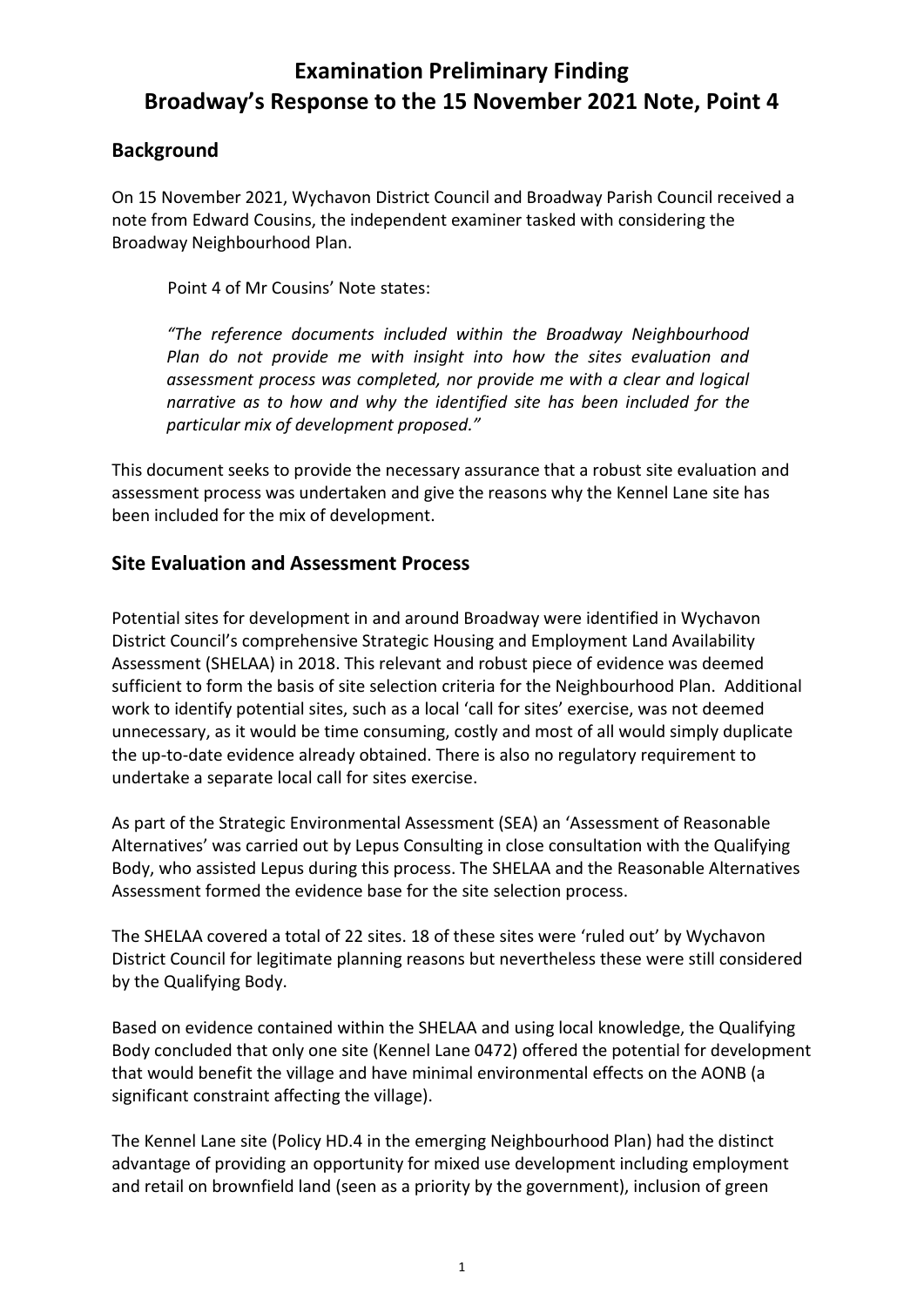# Examination Preliminary Finding
# Broadway's Response to the 15 November 2021 Note, Point 4

## Background

On 15 November 2021, Wychavon District Council and Broadway Parish Council received a note from Edward Cousins, the independent examiner tasked with considering the Broadway Neighbourhood Plan.

> Point 4 of Mr Cousins' Note states:
>
> *"The reference documents included within the Broadway Neighbourhood Plan do not provide me with insight into how the sites evaluation and assessment process was completed, nor provide me with a clear and logical narrative as to how and why the identified site has been included for the particular mix of development proposed."*

This document seeks to provide the necessary assurance that a robust site evaluation and assessment process was undertaken and give the reasons why the Kennel Lane site has been included for the mix of development.

## Site Evaluation and Assessment Process

Potential sites for development in and around Broadway were identified in Wychavon District Council's comprehensive Strategic Housing and Employment Land Availability Assessment (SHELAA) in 2018. This relevant and robust piece of evidence was deemed sufficient to form the basis of site selection criteria for the Neighbourhood Plan. Additional work to identify potential sites, such as a local 'call for sites' exercise, was not deemed unnecessary, as it would be time consuming, costly and most of all would simply duplicate the up-to-date evidence already obtained. There is also no regulatory requirement to undertake a separate local call for sites exercise.

As part of the Strategic Environmental Assessment (SEA) an 'Assessment of Reasonable Alternatives' was carried out by Lepus Consulting in close consultation with the Qualifying Body, who assisted Lepus during this process. The SHELAA and the Reasonable Alternatives Assessment formed the evidence base for the site selection process.

The SHELAA covered a total of 22 sites. 18 of these sites were 'ruled out' by Wychavon District Council for legitimate planning reasons but nevertheless these were still considered by the Qualifying Body.

Based on evidence contained within the SHELAA and using local knowledge, the Qualifying Body concluded that only one site (Kennel Lane 0472) offered the potential for development that would benefit the village and have minimal environmental effects on the AONB (a significant constraint affecting the village).

The Kennel Lane site (Policy HD.4 in the emerging Neighbourhood Plan) had the distinct advantage of providing an opportunity for mixed use development including employment and retail on brownfield land (seen as a priority by the government), inclusion of green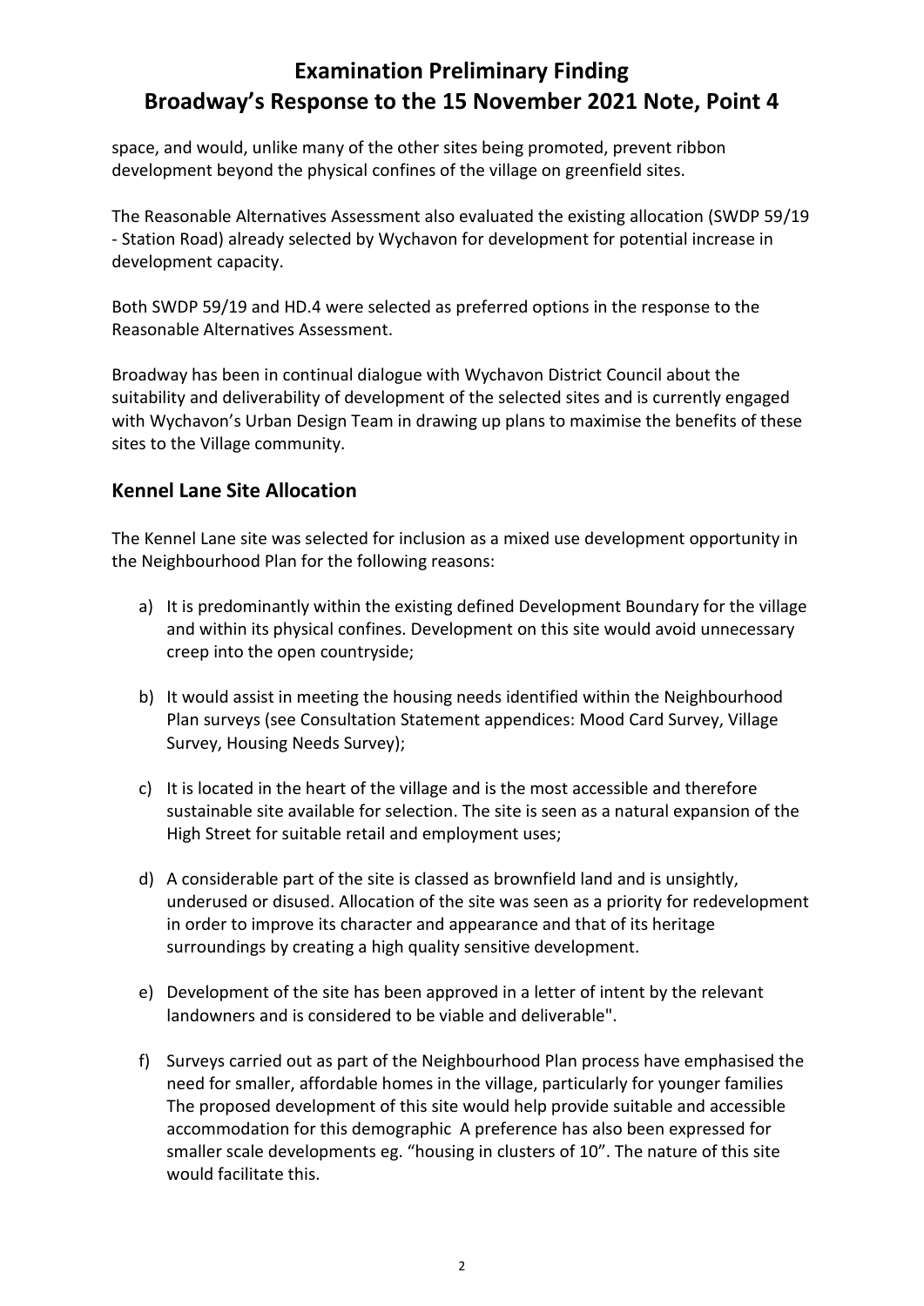space, and would, unlike many of the other sites being promoted, prevent ribbon development beyond the physical confines of the village on greenfield sites.

The Reasonable Alternatives Assessment also evaluated the existing allocation (SWDP 59/19 - Station Road) already selected by Wychavon for development for potential increase in development capacity.

Both SWDP 59/19 and HD.4 were selected as preferred options in the response to the Reasonable Alternatives Assessment.

Broadway has been in continual dialogue with Wychavon District Council about the suitability and deliverability of development of the selected sites and is currently engaged with Wychavon's Urban Design Team in drawing up plans to maximise the benefits of these sites to the Village community.

## Kennel Lane Site Allocation

The Kennel Lane site was selected for inclusion as a mixed use development opportunity in the Neighbourhood Plan for the following reasons:

a) It is predominantly within the existing defined Development Boundary for the village and within its physical confines. Development on this site would avoid unnecessary creep into the open countryside;

b) It would assist in meeting the housing needs identified within the Neighbourhood Plan surveys (see Consultation Statement appendices: Mood Card Survey, Village Survey, Housing Needs Survey);

c) It is located in the heart of the village and is the most accessible and therefore sustainable site available for selection. The site is seen as a natural expansion of the High Street for suitable retail and employment uses;

d) A considerable part of the site is classed as brownfield land and is unsightly, underused or disused. Allocation of the site was seen as a priority for redevelopment in order to improve its character and appearance and that of its heritage surroundings by creating a high quality sensitive development.

e) Development of the site has been approved in a letter of intent by the relevant landowners and is considered to be viable and deliverable".

f) Surveys carried out as part of the Neighbourhood Plan process have emphasised the need for smaller, affordable homes in the village, particularly for younger families The proposed development of this site would help provide suitable and accessible accommodation for this demographic A preference has also been expressed for smaller scale developments eg. "housing in clusters of 10". The nature of this site would facilitate this.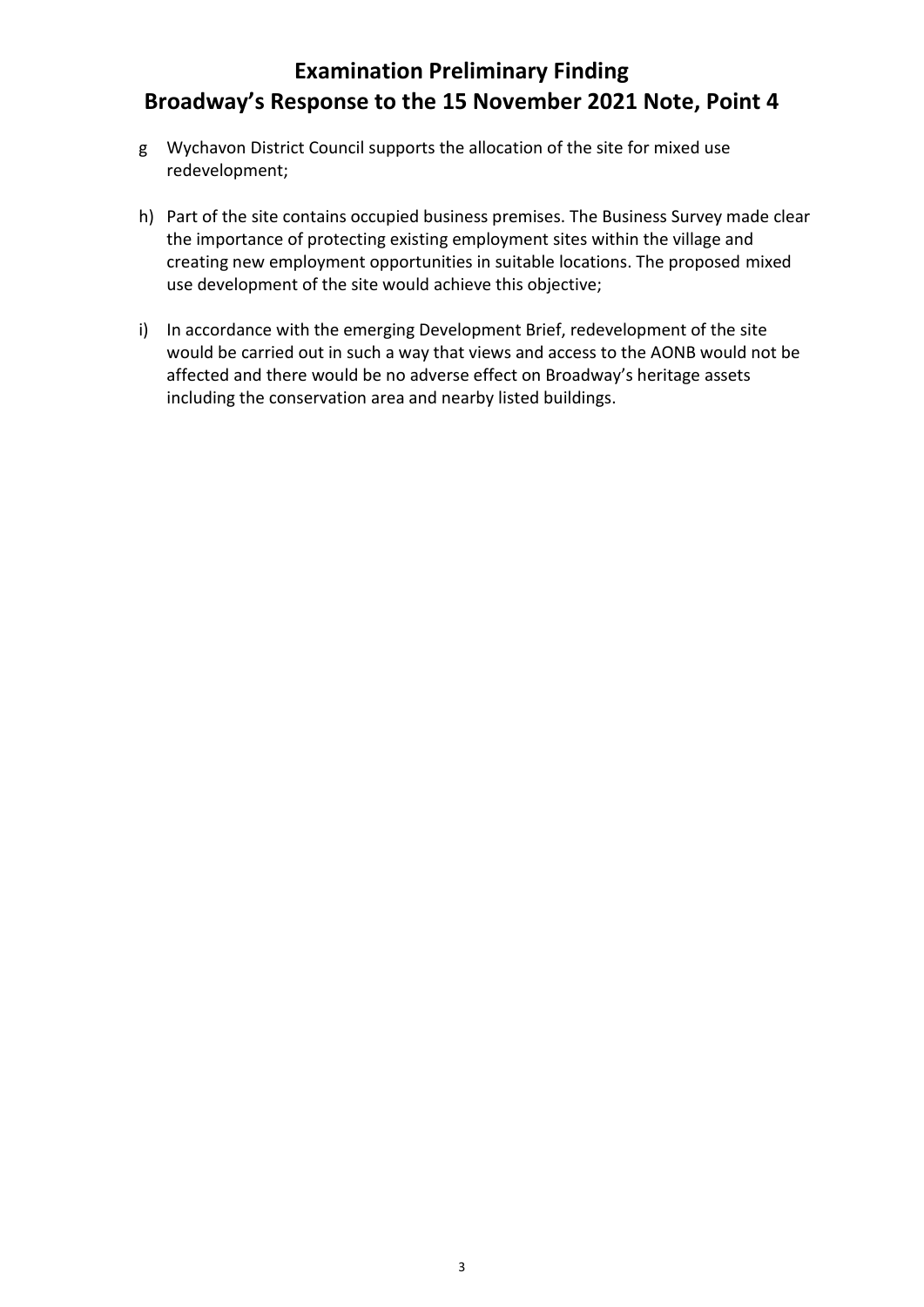# Examination Preliminary Finding
# Broadway's Response to the 15 November 2021 Note, Point 4

g Wychavon District Council supports the allocation of the site for mixed use redevelopment;

h) Part of the site contains occupied business premises. The Business Survey made clear the importance of protecting existing employment sites within the village and creating new employment opportunities in suitable locations. The proposed mixed use development of the site would achieve this objective;

i) In accordance with the emerging Development Brief, redevelopment of the site would be carried out in such a way that views and access to the AONB would not be affected and there would be no adverse effect on Broadway's heritage assets including the conservation area and nearby listed buildings.